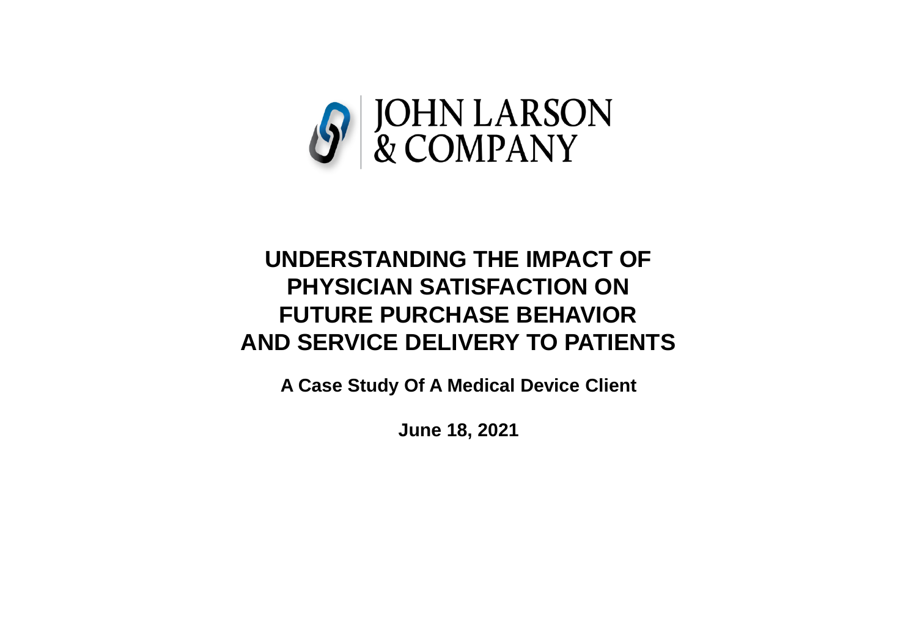JOHN LARSON
& COMPANY

# UNDERSTANDING THE IMPACT OF PHYSICIAN SATISFACTION ON FUTURE PURCHASE BEHAVIOR AND SERVICE DELIVERY TO PATIENTS

**A Case Study Of A Medical Device Client**

**June 18, 2021**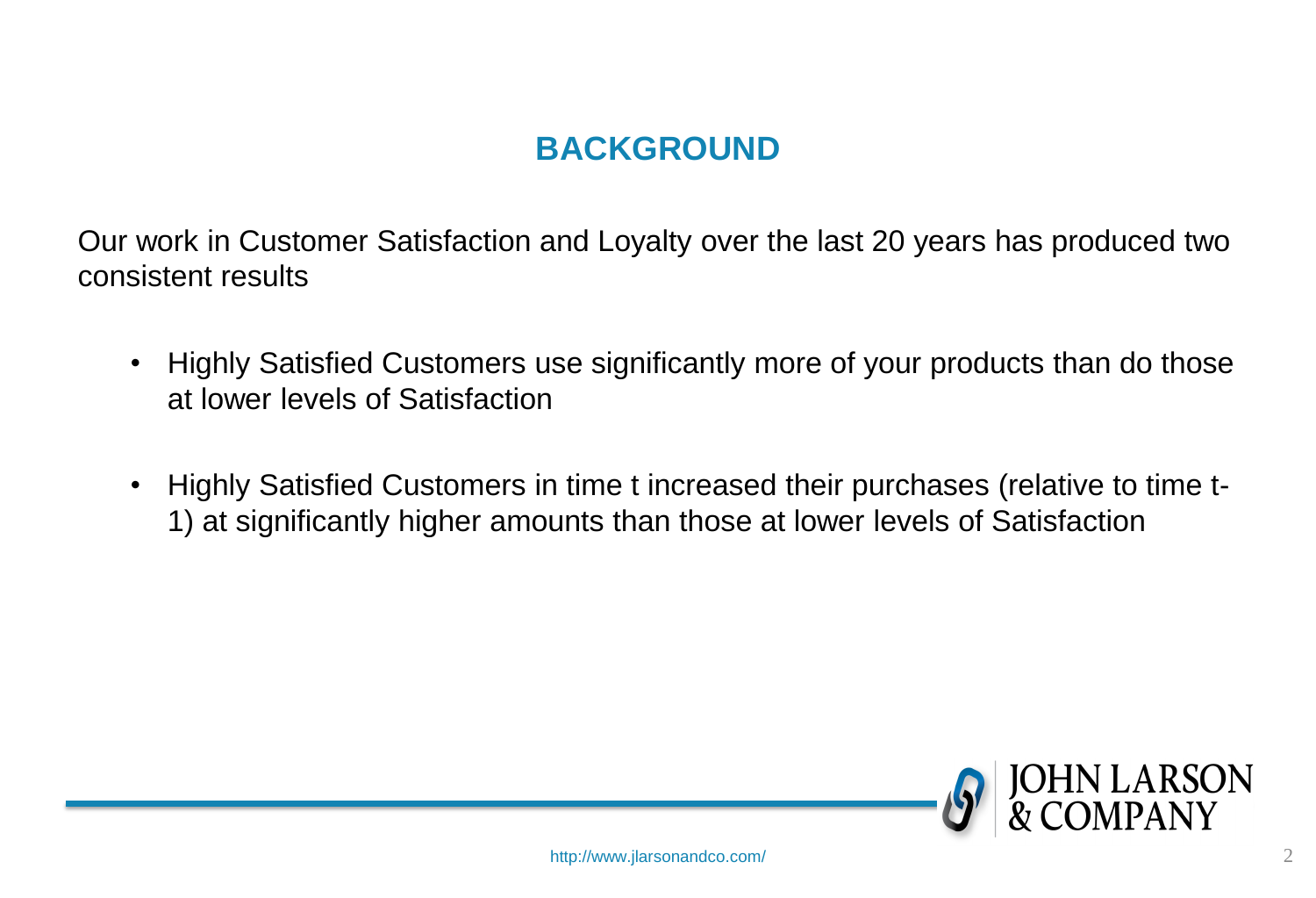# BACKGROUND

Our work in Customer Satisfaction and Loyalty over the last 20 years has produced two consistent results

- Highly Satisfied Customers use significantly more of your products than do those at lower levels of Satisfaction
- Highly Satisfied Customers in time t increased their purchases (relative to time t-1) at significantly higher amounts than those at lower levels of Satisfaction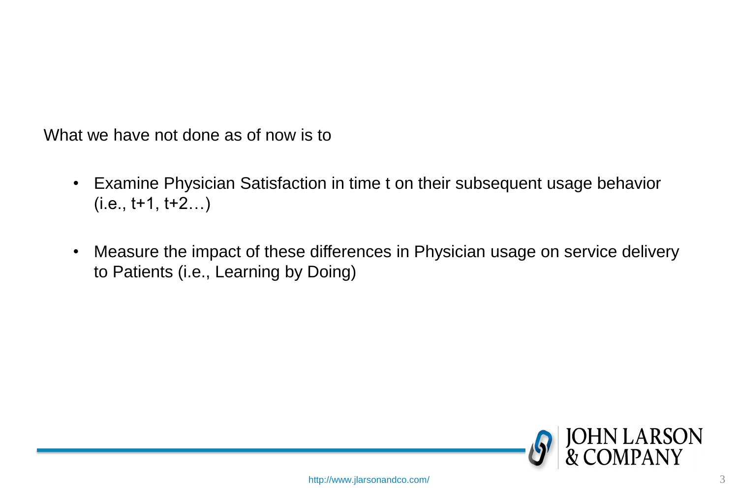What we have not done as of now is to

- Examine Physician Satisfaction in time t on their subsequent usage behavior (i.e., t+1, t+2…)
- Measure the impact of these differences in Physician usage on service delivery to Patients (i.e., Learning by Doing)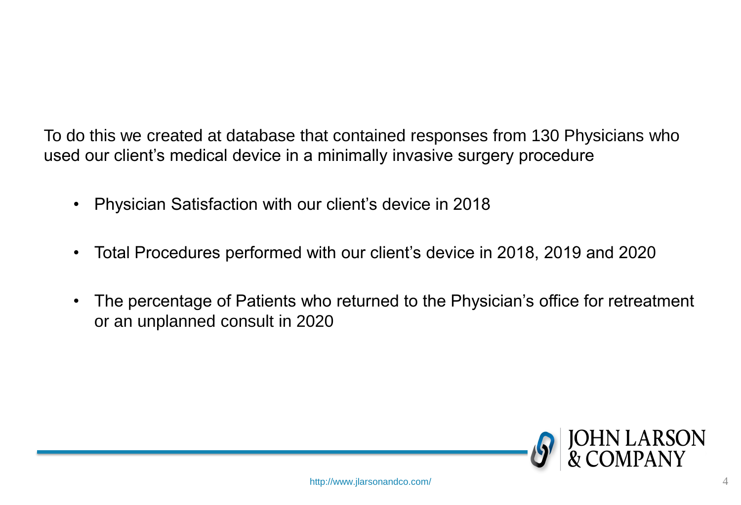To do this we created at database that contained responses from 130 Physicians who used our client's medical device in a minimally invasive surgery procedure

- Physician Satisfaction with our client's device in 2018
- Total Procedures performed with our client's device in 2018, 2019 and 2020
- The percentage of Patients who returned to the Physician's office for retreatment or an unplanned consult in 2020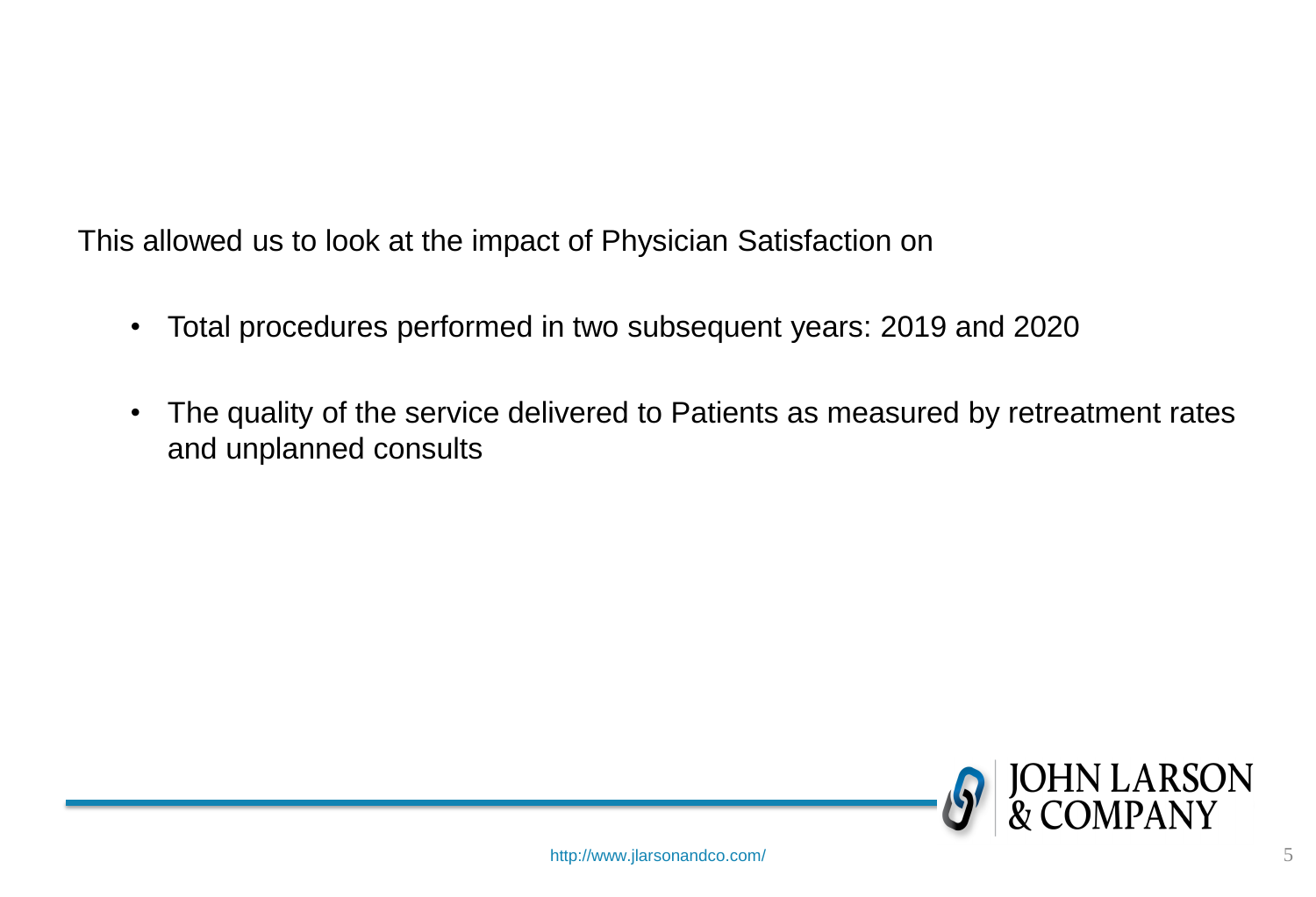This allowed us to look at the impact of Physician Satisfaction on

- Total procedures performed in two subsequent years: 2019 and 2020
- The quality of the service delivered to Patients as measured by retreatment rates and unplanned consults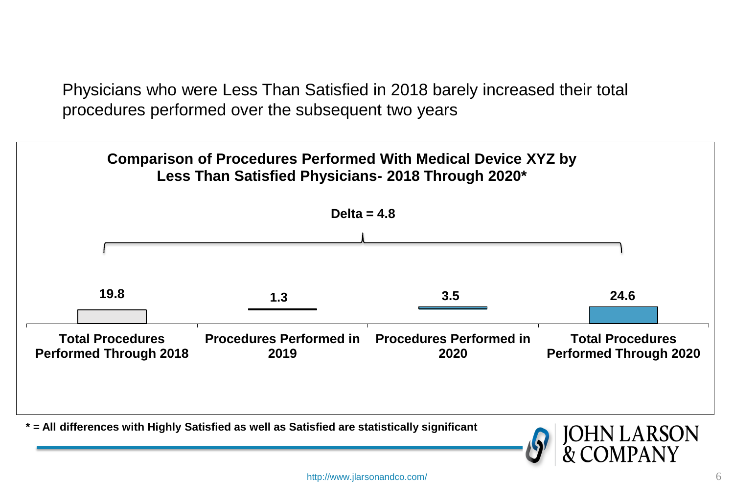Physicians who were Less Than Satisfied in 2018 barely increased their total procedures performed over the subsequent two years

**Comparison of Procedures Performed With Medical Device XYZ by Less Than Satisfied Physicians- 2018 Through 2020***

**Delta = 4.8**

| Total Procedures Performed Through 2018 | Procedures Performed in 2019 | Procedures Performed in 2020 | Total Procedures Performed Through 2020 |
|---|---|---|---|
| 19.8 | 1.3 | 3.5 | 24.6 |

**\* = All differences with Highly Satisfied as well as Satisfied are statistically significant**

JOHN LARSON & COMPANY

http://www.jlarsonandco.com/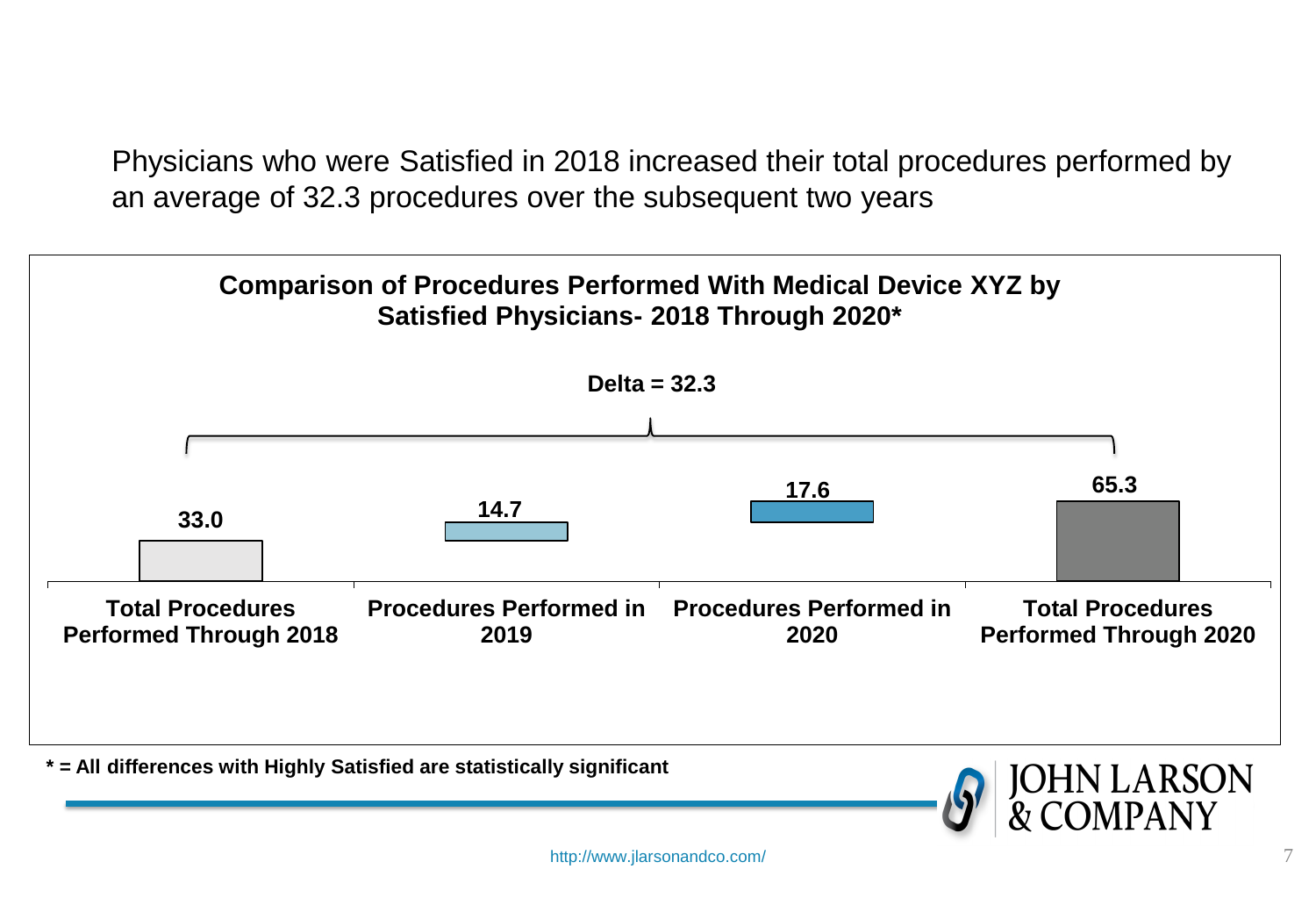Physicians who were Satisfied in 2018 increased their total procedures performed by an average of 32.3 procedures over the subsequent two years

**Comparison of Procedures Performed With Medical Device XYZ by Satisfied Physicians- 2018 Through 2020***

**Delta = 32.3**

| Total Procedures Performed Through 2018 | Procedures Performed in 2019 | Procedures Performed in 2020 | Total Procedures Performed Through 2020 |
|---|---|---|---|
| 33.0 | 14.7 | 17.6 | 65.3 |

**\* = All differences with Highly Satisfied are statistically significant**

JOHN LARSON & COMPANY

http://www.jlarsonandco.com/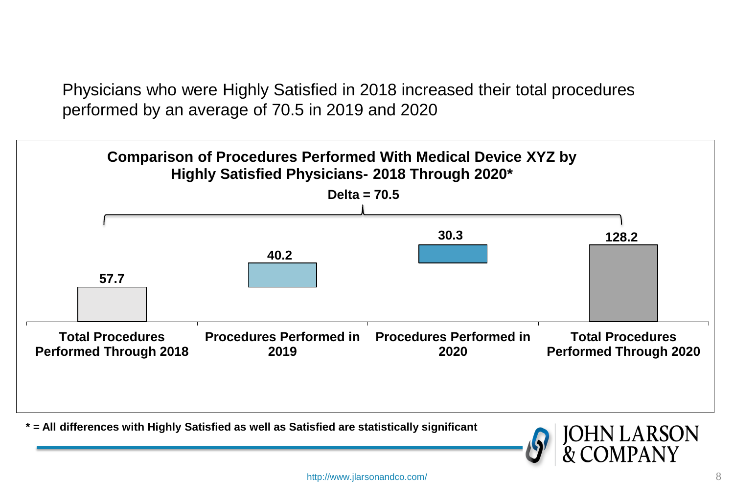Physicians who were Highly Satisfied in 2018 increased their total procedures performed by an average of 70.5 in 2019 and 2020

**Comparison of Procedures Performed With Medical Device XYZ by Highly Satisfied Physicians- 2018 Through 2020***

**Delta = 70.5**

| Total Procedures Performed Through 2018 | Procedures Performed in 2019 | Procedures Performed in 2020 | Total Procedures Performed Through 2020 |
|---|---|---|---|
| 57.7 | 40.2 | 30.3 | 128.2 |

**\* = All differences with Highly Satisfied as well as Satisfied are statistically significant**

JOHN LARSON & COMPANY

http://www.jlarsonandco.com/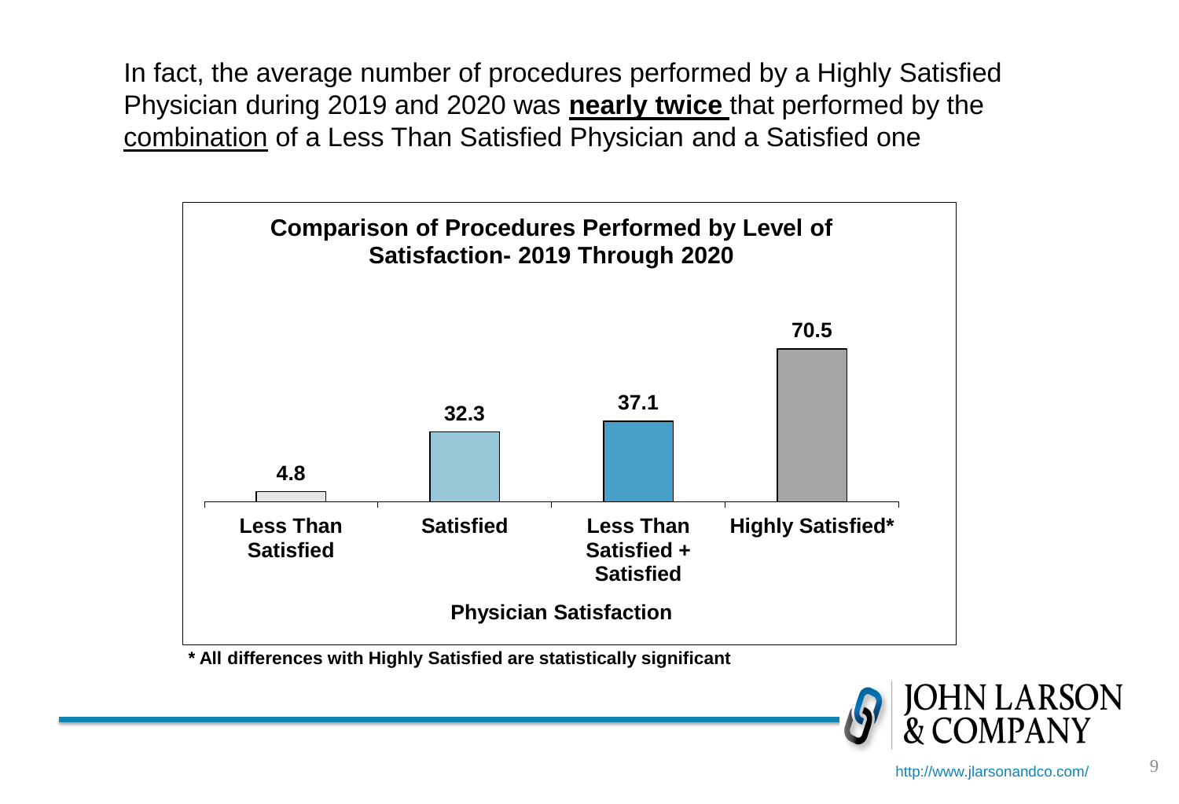In fact, the average number of procedures performed by a Highly Satisfied Physician during 2019 and 2020 was **nearly twice** that performed by the combination of a Less Than Satisfied Physician and a Satisfied one

**Comparison of Procedures Performed by Level of Satisfaction- 2019 Through 2020**

| Physician Satisfaction | Procedures |
|---|---|
| Less Than Satisfied | 4.8 |
| Satisfied | 32.3 |
| Less Than Satisfied + Satisfied | 37.1 |
| Highly Satisfied* | 70.5 |

**\* All differences with Highly Satisfied are statistically significant**

JOHN LARSON & COMPANY

http://www.jlarsonandco.com/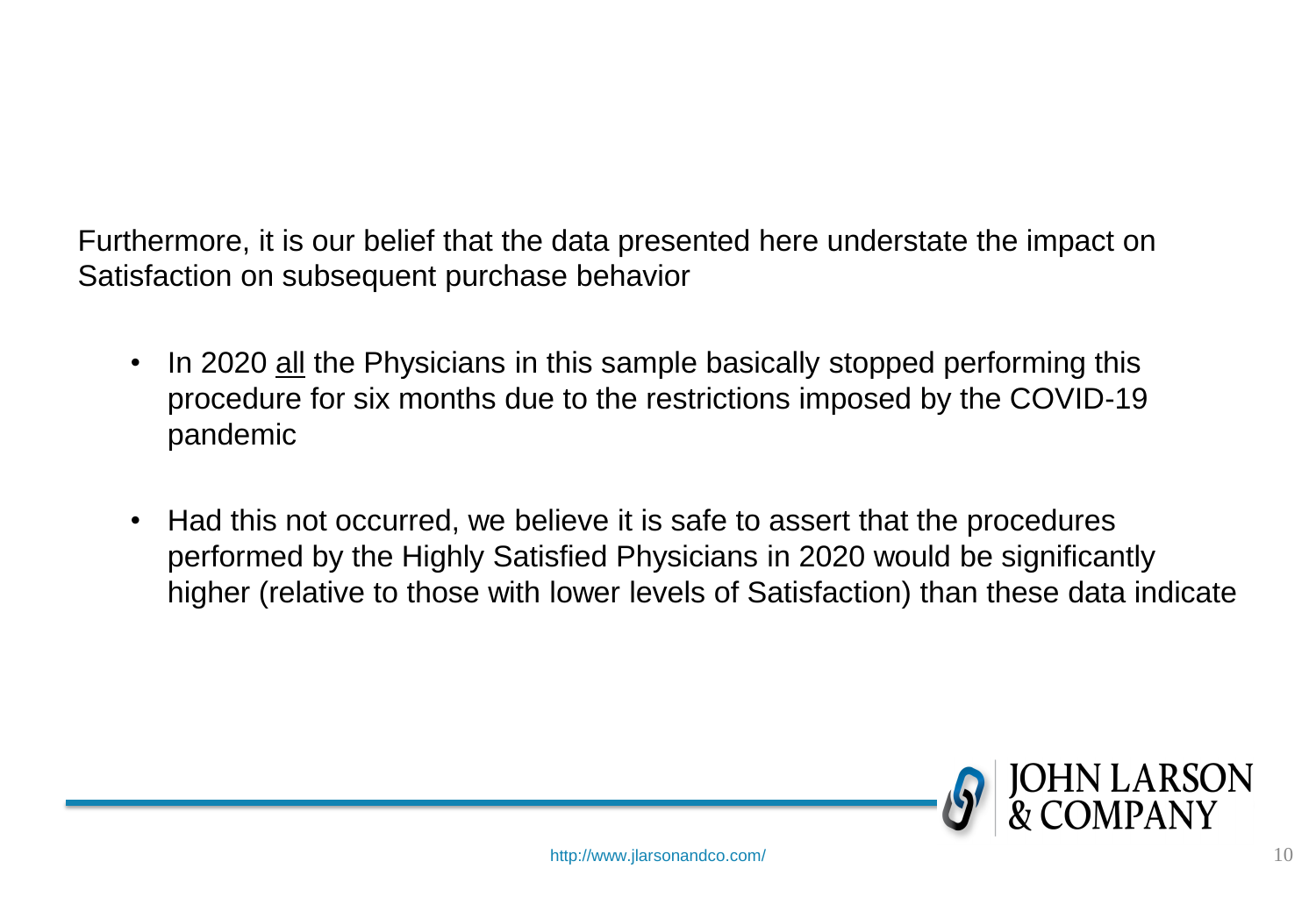Furthermore, it is our belief that the data presented here understate the impact on Satisfaction on subsequent purchase behavior

- In 2020 <u>all</u> the Physicians in this sample basically stopped performing this procedure for six months due to the restrictions imposed by the COVID-19 pandemic
- Had this not occurred, we believe it is safe to assert that the procedures performed by the Highly Satisfied Physicians in 2020 would be significantly higher (relative to those with lower levels of Satisfaction) than these data indicate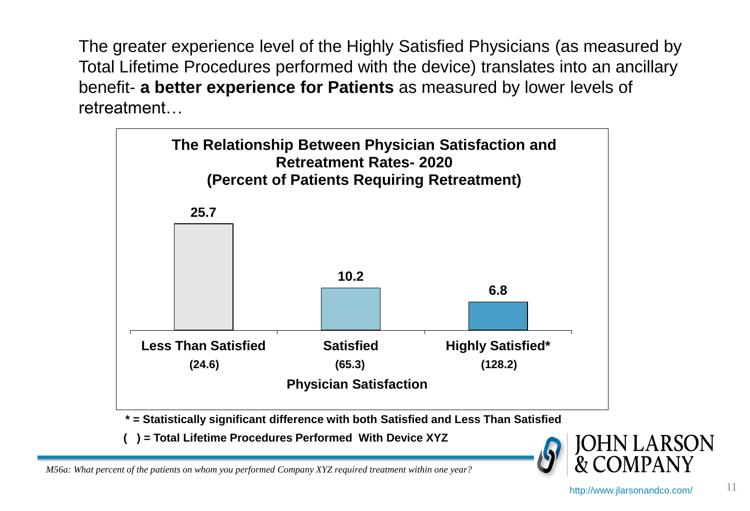The greater experience level of the Highly Satisfied Physicians (as measured by Total Lifetime Procedures performed with the device) translates into an ancillary benefit- **a better experience for Patients** as measured by lower levels of retreatment…

**The Relationship Between Physician Satisfaction and Retreatment Rates- 2020**
**(Percent of Patients Requiring Retreatment)**

| Physician Satisfaction | Percent of Patients Requiring Retreatment |
| --- | --- |
| Less Than Satisfied (24.6) | 25.7 |
| Satisfied (65.3) | 10.2 |
| Highly Satisfied* (128.2) | 6.8 |

**Physician Satisfaction**

**\* = Statistically significant difference with both Satisfied and Less Than Satisfied**

**( ) = Total Lifetime Procedures Performed With Device XYZ**

*M56a: What percent of the patients on whom you performed Company XYZ required treatment within one year?*

JOHN LARSON & COMPANY

http://www.jlarsonandco.com/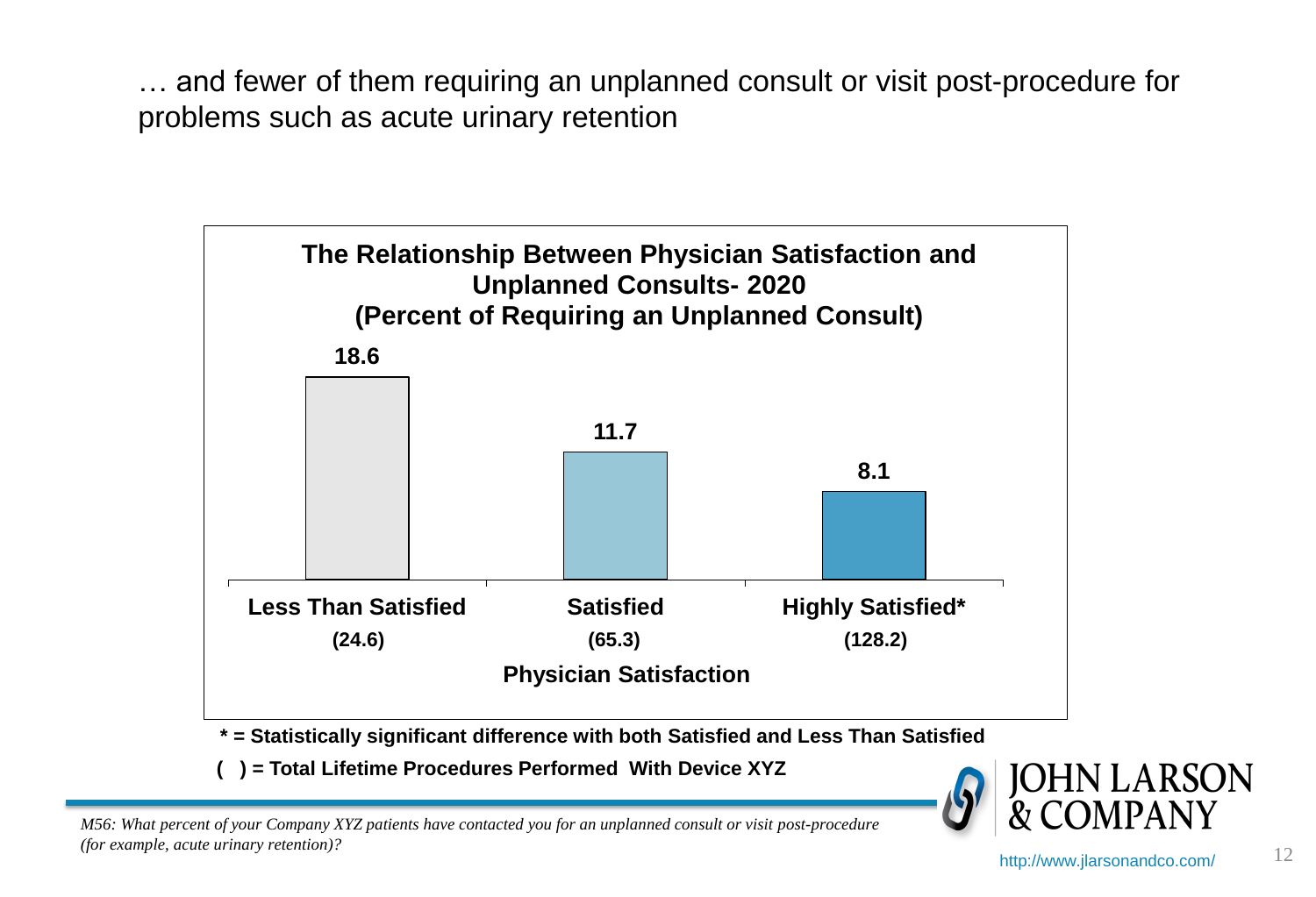… and fewer of them requiring an unplanned consult or visit post-procedure for problems such as acute urinary retention

**The Relationship Between Physician Satisfaction and Unplanned Consults- 2020**
**(Percent of Requiring an Unplanned Consult)**

| Physician Satisfaction | Percent |
| --- | --- |
| Less Than Satisfied (24.6) | 18.6 |
| Satisfied (65.3) | 11.7 |
| Highly Satisfied* (128.2) | 8.1 |

**\* = Statistically significant difference with both Satisfied and Less Than Satisfied**

**( ) = Total Lifetime Procedures Performed With Device XYZ**

*M56: What percent of your Company XYZ patients have contacted you for an unplanned consult or visit post-procedure (for example, acute urinary retention)?*

JOHN LARSON & COMPANY

http://www.jlarsonandco.com/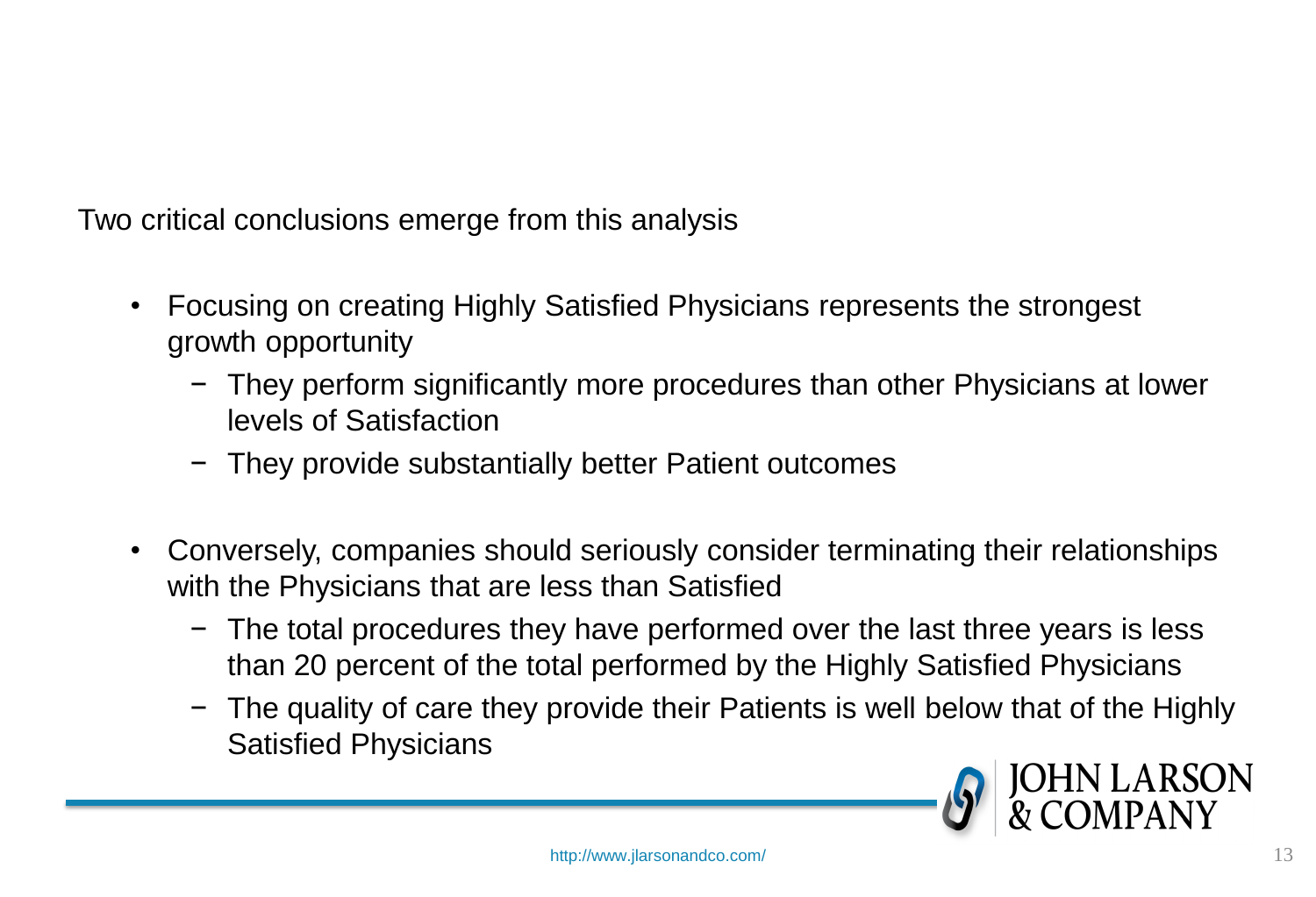Two critical conclusions emerge from this analysis

- Focusing on creating Highly Satisfied Physicians represents the strongest growth opportunity
  - They perform significantly more procedures than other Physicians at lower levels of Satisfaction
  - They provide substantially better Patient outcomes

- Conversely, companies should seriously consider terminating their relationships with the Physicians that are less than Satisfied
  - The total procedures they have performed over the last three years is less than 20 percent of the total performed by the Highly Satisfied Physicians
  - The quality of care they provide their Patients is well below that of the Highly Satisfied Physicians

JOHN LARSON & COMPANY

http://www.jlarsonandco.com/